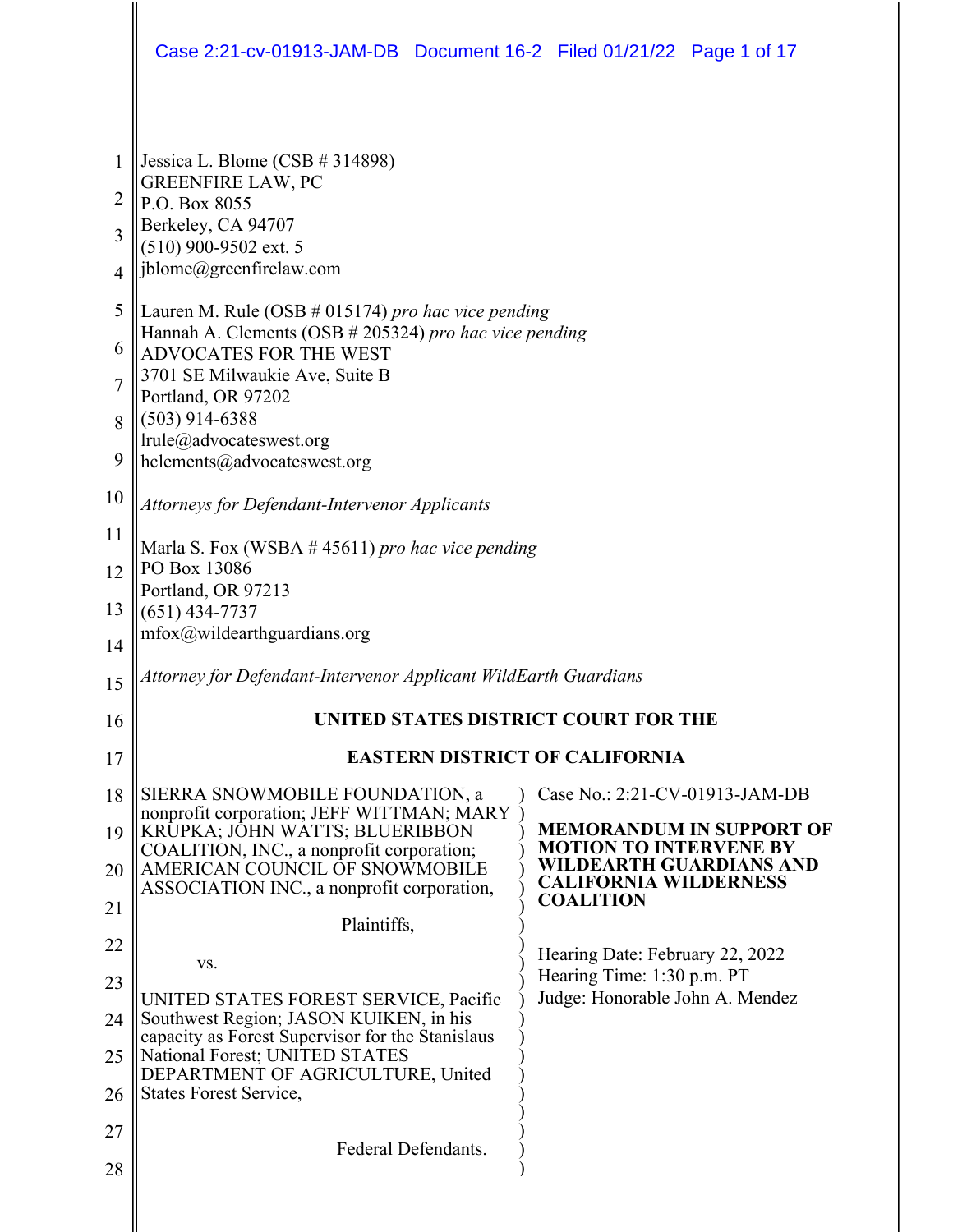Jessica L. Blome (CSB # 314898)
GREENFIRE LAW, PC
P.O. Box 8055
Berkeley, CA 94707
(510) 900-9502 ext. 5
jblome@greenfirelaw.com

Lauren M. Rule (OSB # 015174) *pro hac vice pending*
Hannah A. Clements (OSB # 205324) *pro hac vice pending*
ADVOCATES FOR THE WEST
3701 SE Milwaukie Ave, Suite B
Portland, OR 97202
(503) 914-6388
lrule@advocateswest.org
hclements@advocateswest.org

*Attorneys for Defendant-Intervenor Applicants*

Marla S. Fox (WSBA # 45611) *pro hac vice pending*
PO Box 13086
Portland, OR 97213
(651) 434-7737
mfox@wildearthguardians.org

*Attorney for Defendant-Intervenor Applicant WildEarth Guardians*

**UNITED STATES DISTRICT COURT FOR THE**

**EASTERN DISTRICT OF CALIFORNIA**

SIERRA SNOWMOBILE FOUNDATION, a nonprofit corporation; JEFF WITTMAN; MARY KRUPKA; JOHN WATTS; BLUERIBBON COALITION, INC., a nonprofit corporation; AMERICAN COUNCIL OF SNOWMOBILE ASSOCIATION INC., a nonprofit corporation,

Plaintiffs,

vs.

UNITED STATES FOREST SERVICE, Pacific Southwest Region; JASON KUIKEN, in his capacity as Forest Supervisor for the Stanislaus National Forest; UNITED STATES DEPARTMENT OF AGRICULTURE, United States Forest Service,

Federal Defendants.

Case No.: 2:21-CV-01913-JAM-DB

**MEMORANDUM IN SUPPORT OF MOTION TO INTERVENE BY WILDEARTH GUARDIANS AND CALIFORNIA WILDERNESS COALITION**

Hearing Date: February 22, 2022
Hearing Time: 1:30 p.m. PT
Judge: Honorable John A. Mendez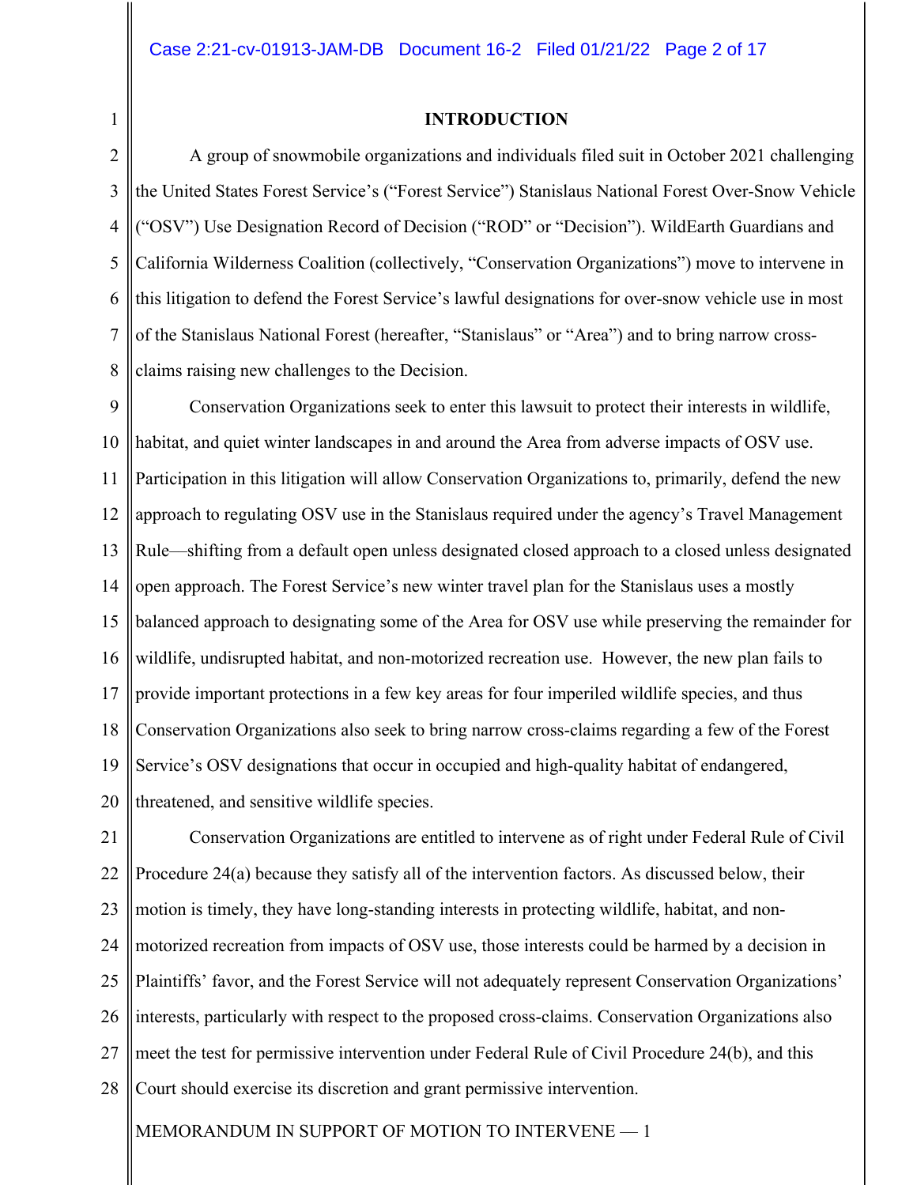## INTRODUCTION

A group of snowmobile organizations and individuals filed suit in October 2021 challenging the United States Forest Service's ("Forest Service") Stanislaus National Forest Over-Snow Vehicle ("OSV") Use Designation Record of Decision ("ROD" or "Decision"). WildEarth Guardians and California Wilderness Coalition (collectively, "Conservation Organizations") move to intervene in this litigation to defend the Forest Service's lawful designations for over-snow vehicle use in most of the Stanislaus National Forest (hereafter, "Stanislaus" or "Area") and to bring narrow cross-claims raising new challenges to the Decision.

Conservation Organizations seek to enter this lawsuit to protect their interests in wildlife, habitat, and quiet winter landscapes in and around the Area from adverse impacts of OSV use. Participation in this litigation will allow Conservation Organizations to, primarily, defend the new approach to regulating OSV use in the Stanislaus required under the agency's Travel Management Rule—shifting from a default open unless designated closed approach to a closed unless designated open approach. The Forest Service's new winter travel plan for the Stanislaus uses a mostly balanced approach to designating some of the Area for OSV use while preserving the remainder for wildlife, undisrupted habitat, and non-motorized recreation use. However, the new plan fails to provide important protections in a few key areas for four imperiled wildlife species, and thus Conservation Organizations also seek to bring narrow cross-claims regarding a few of the Forest Service's OSV designations that occur in occupied and high-quality habitat of endangered, threatened, and sensitive wildlife species.

Conservation Organizations are entitled to intervene as of right under Federal Rule of Civil Procedure 24(a) because they satisfy all of the intervention factors. As discussed below, their motion is timely, they have long-standing interests in protecting wildlife, habitat, and non-motorized recreation from impacts of OSV use, those interests could be harmed by a decision in Plaintiffs' favor, and the Forest Service will not adequately represent Conservation Organizations' interests, particularly with respect to the proposed cross-claims. Conservation Organizations also meet the test for permissive intervention under Federal Rule of Civil Procedure 24(b), and this Court should exercise its discretion and grant permissive intervention.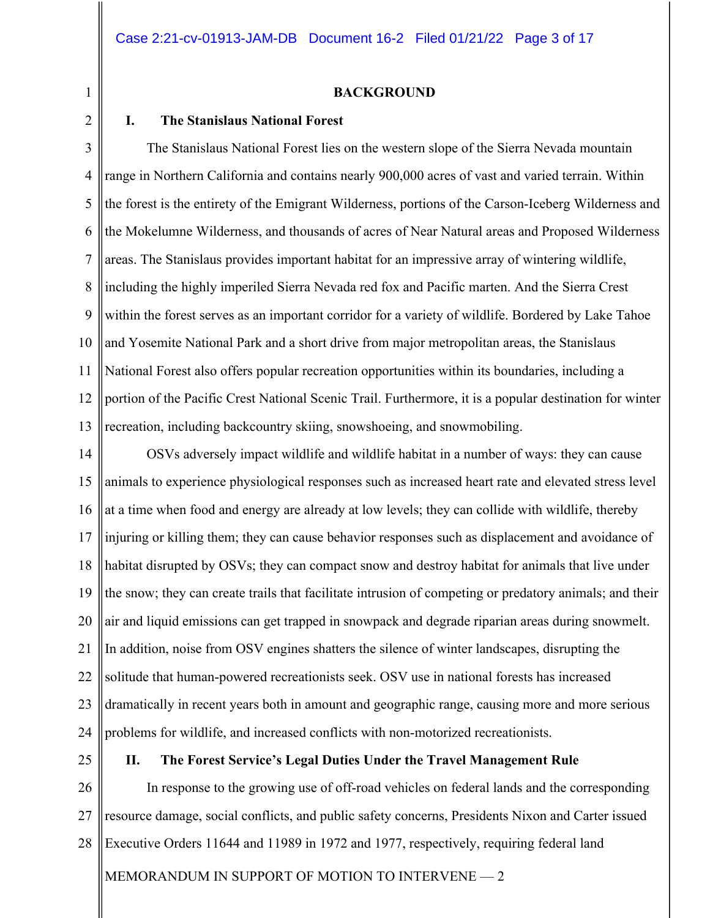**BACKGROUND**

## I. The Stanislaus National Forest

The Stanislaus National Forest lies on the western slope of the Sierra Nevada mountain range in Northern California and contains nearly 900,000 acres of vast and varied terrain. Within the forest is the entirety of the Emigrant Wilderness, portions of the Carson-Iceberg Wilderness and the Mokelumne Wilderness, and thousands of acres of Near Natural areas and Proposed Wilderness areas. The Stanislaus provides important habitat for an impressive array of wintering wildlife, including the highly imperiled Sierra Nevada red fox and Pacific marten. And the Sierra Crest within the forest serves as an important corridor for a variety of wildlife. Bordered by Lake Tahoe and Yosemite National Park and a short drive from major metropolitan areas, the Stanislaus National Forest also offers popular recreation opportunities within its boundaries, including a portion of the Pacific Crest National Scenic Trail. Furthermore, it is a popular destination for winter recreation, including backcountry skiing, snowshoeing, and snowmobiling.

OSVs adversely impact wildlife and wildlife habitat in a number of ways: they can cause animals to experience physiological responses such as increased heart rate and elevated stress level at a time when food and energy are already at low levels; they can collide with wildlife, thereby injuring or killing them; they can cause behavior responses such as displacement and avoidance of habitat disrupted by OSVs; they can compact snow and destroy habitat for animals that live under the snow; they can create trails that facilitate intrusion of competing or predatory animals; and their air and liquid emissions can get trapped in snowpack and degrade riparian areas during snowmelt. In addition, noise from OSV engines shatters the silence of winter landscapes, disrupting the solitude that human-powered recreationists seek. OSV use in national forests has increased dramatically in recent years both in amount and geographic range, causing more and more serious problems for wildlife, and increased conflicts with non-motorized recreationists.

## II. The Forest Service's Legal Duties Under the Travel Management Rule

In response to the growing use of off-road vehicles on federal lands and the corresponding resource damage, social conflicts, and public safety concerns, Presidents Nixon and Carter issued Executive Orders 11644 and 11989 in 1972 and 1977, respectively, requiring federal land

MEMORANDUM IN SUPPORT OF MOTION TO INTERVENE — 2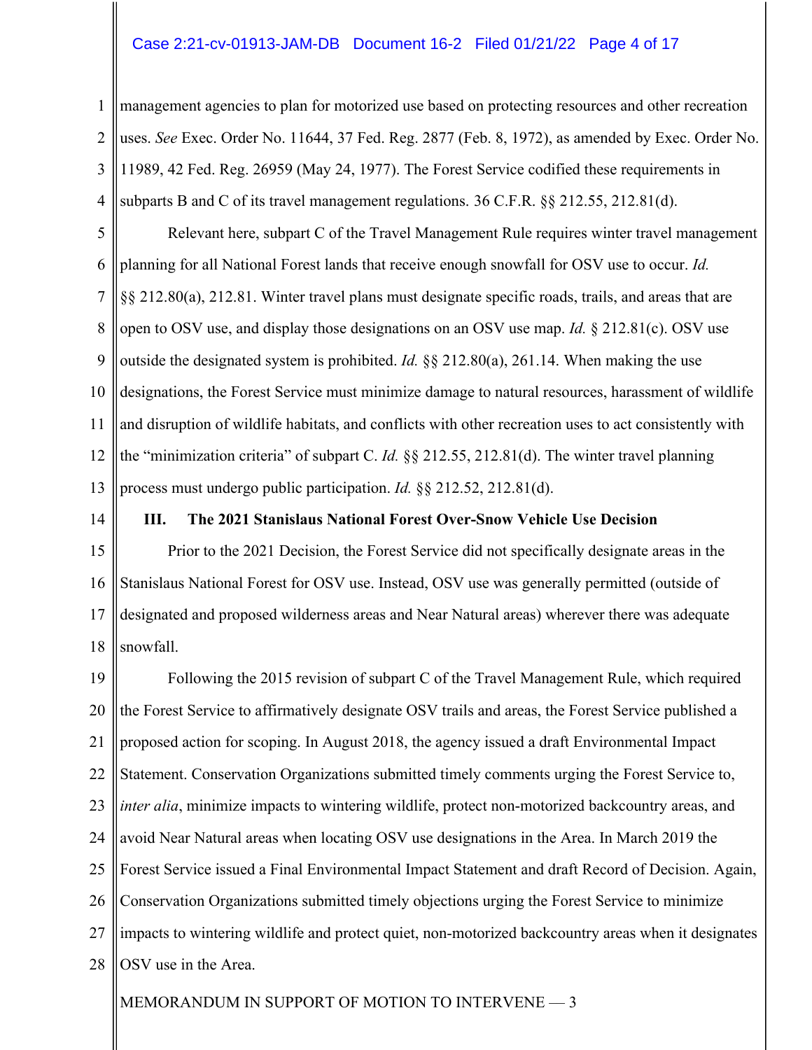management agencies to plan for motorized use based on protecting resources and other recreation uses. *See* Exec. Order No. 11644, 37 Fed. Reg. 2877 (Feb. 8, 1972), as amended by Exec. Order No. 11989, 42 Fed. Reg. 26959 (May 24, 1977). The Forest Service codified these requirements in subparts B and C of its travel management regulations. 36 C.F.R. §§ 212.55, 212.81(d).

Relevant here, subpart C of the Travel Management Rule requires winter travel management planning for all National Forest lands that receive enough snowfall for OSV use to occur. *Id.* §§ 212.80(a), 212.81. Winter travel plans must designate specific roads, trails, and areas that are open to OSV use, and display those designations on an OSV use map. *Id.* § 212.81(c). OSV use outside the designated system is prohibited. *Id.* §§ 212.80(a), 261.14. When making the use designations, the Forest Service must minimize damage to natural resources, harassment of wildlife and disruption of wildlife habitats, and conflicts with other recreation uses to act consistently with the "minimization criteria" of subpart C. *Id.* §§ 212.55, 212.81(d). The winter travel planning process must undergo public participation. *Id.* §§ 212.52, 212.81(d).

### III. The 2021 Stanislaus National Forest Over-Snow Vehicle Use Decision

Prior to the 2021 Decision, the Forest Service did not specifically designate areas in the Stanislaus National Forest for OSV use. Instead, OSV use was generally permitted (outside of designated and proposed wilderness areas and Near Natural areas) wherever there was adequate snowfall.

Following the 2015 revision of subpart C of the Travel Management Rule, which required the Forest Service to affirmatively designate OSV trails and areas, the Forest Service published a proposed action for scoping. In August 2018, the agency issued a draft Environmental Impact Statement. Conservation Organizations submitted timely comments urging the Forest Service to, *inter alia*, minimize impacts to wintering wildlife, protect non-motorized backcountry areas, and avoid Near Natural areas when locating OSV use designations in the Area. In March 2019 the Forest Service issued a Final Environmental Impact Statement and draft Record of Decision. Again, Conservation Organizations submitted timely objections urging the Forest Service to minimize impacts to wintering wildlife and protect quiet, non-motorized backcountry areas when it designates OSV use in the Area.

MEMORANDUM IN SUPPORT OF MOTION TO INTERVENE — 3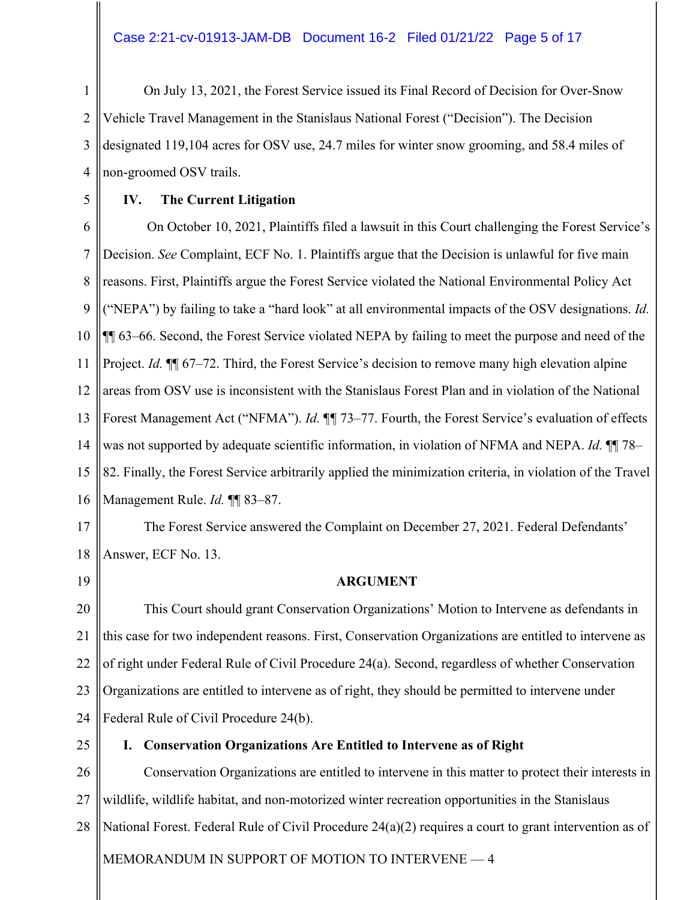On July 13, 2021, the Forest Service issued its Final Record of Decision for Over-Snow Vehicle Travel Management in the Stanislaus National Forest ("Decision"). The Decision designated 119,104 acres for OSV use, 24.7 miles for winter snow grooming, and 58.4 miles of non-groomed OSV trails.

## IV. The Current Litigation

On October 10, 2021, Plaintiffs filed a lawsuit in this Court challenging the Forest Service's Decision. *See* Complaint, ECF No. 1. Plaintiffs argue that the Decision is unlawful for five main reasons. First, Plaintiffs argue the Forest Service violated the National Environmental Policy Act ("NEPA") by failing to take a "hard look" at all environmental impacts of the OSV designations. *Id.* ¶¶ 63–66. Second, the Forest Service violated NEPA by failing to meet the purpose and need of the Project. *Id.* ¶¶ 67–72. Third, the Forest Service's decision to remove many high elevation alpine areas from OSV use is inconsistent with the Stanislaus Forest Plan and in violation of the National Forest Management Act ("NFMA"). *Id.* ¶¶ 73–77. Fourth, the Forest Service's evaluation of effects was not supported by adequate scientific information, in violation of NFMA and NEPA. *Id.* ¶¶ 78–82. Finally, the Forest Service arbitrarily applied the minimization criteria, in violation of the Travel Management Rule. *Id.* ¶¶ 83–87.

The Forest Service answered the Complaint on December 27, 2021. Federal Defendants' Answer, ECF No. 13.

## ARGUMENT

This Court should grant Conservation Organizations' Motion to Intervene as defendants in this case for two independent reasons. First, Conservation Organizations are entitled to intervene as of right under Federal Rule of Civil Procedure 24(a). Second, regardless of whether Conservation Organizations are entitled to intervene as of right, they should be permitted to intervene under Federal Rule of Civil Procedure 24(b).

## I. Conservation Organizations Are Entitled to Intervene as of Right

Conservation Organizations are entitled to intervene in this matter to protect their interests in wildlife, wildlife habitat, and non-motorized winter recreation opportunities in the Stanislaus National Forest. Federal Rule of Civil Procedure 24(a)(2) requires a court to grant intervention as of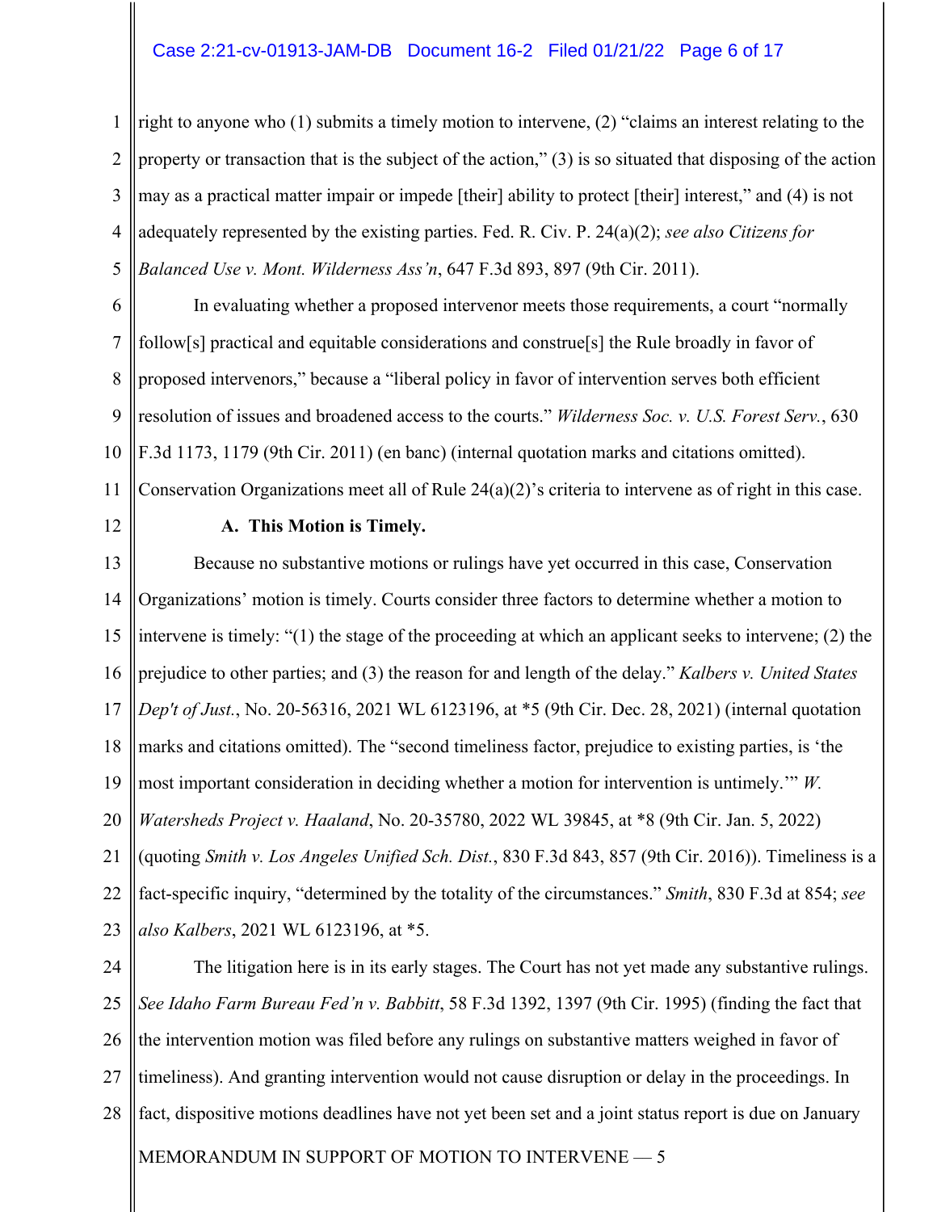right to anyone who (1) submits a timely motion to intervene, (2) "claims an interest relating to the property or transaction that is the subject of the action," (3) is so situated that disposing of the action may as a practical matter impair or impede [their] ability to protect [their] interest," and (4) is not adequately represented by the existing parties. Fed. R. Civ. P. 24(a)(2); *see also Citizens for Balanced Use v. Mont. Wilderness Ass'n*, 647 F.3d 893, 897 (9th Cir. 2011).

In evaluating whether a proposed intervenor meets those requirements, a court "normally follow[s] practical and equitable considerations and construe[s] the Rule broadly in favor of proposed intervenors," because a "liberal policy in favor of intervention serves both efficient resolution of issues and broadened access to the courts." *Wilderness Soc. v. U.S. Forest Serv.*, 630 F.3d 1173, 1179 (9th Cir. 2011) (en banc) (internal quotation marks and citations omitted). Conservation Organizations meet all of Rule 24(a)(2)'s criteria to intervene as of right in this case.

**A. This Motion is Timely.**

Because no substantive motions or rulings have yet occurred in this case, Conservation Organizations' motion is timely. Courts consider three factors to determine whether a motion to intervene is timely: "(1) the stage of the proceeding at which an applicant seeks to intervene; (2) the prejudice to other parties; and (3) the reason for and length of the delay." *Kalbers v. United States Dep't of Just.*, No. 20-56316, 2021 WL 6123196, at *5 (9th Cir. Dec. 28, 2021) (internal quotation marks and citations omitted). The "second timeliness factor, prejudice to existing parties, is 'the most important consideration in deciding whether a motion for intervention is untimely.'" *W. Watersheds Project v. Haaland*, No. 20-35780, 2022 WL 39845, at *8 (9th Cir. Jan. 5, 2022) (quoting *Smith v. Los Angeles Unified Sch. Dist.*, 830 F.3d 843, 857 (9th Cir. 2016)). Timeliness is a fact-specific inquiry, "determined by the totality of the circumstances." *Smith*, 830 F.3d at 854; *see also Kalbers*, 2021 WL 6123196, at *5.

The litigation here is in its early stages. The Court has not yet made any substantive rulings. *See Idaho Farm Bureau Fed'n v. Babbitt*, 58 F.3d 1392, 1397 (9th Cir. 1995) (finding the fact that the intervention motion was filed before any rulings on substantive matters weighed in favor of timeliness). And granting intervention would not cause disruption or delay in the proceedings. In fact, dispositive motions deadlines have not yet been set and a joint status report is due on January

MEMORANDUM IN SUPPORT OF MOTION TO INTERVENE — 5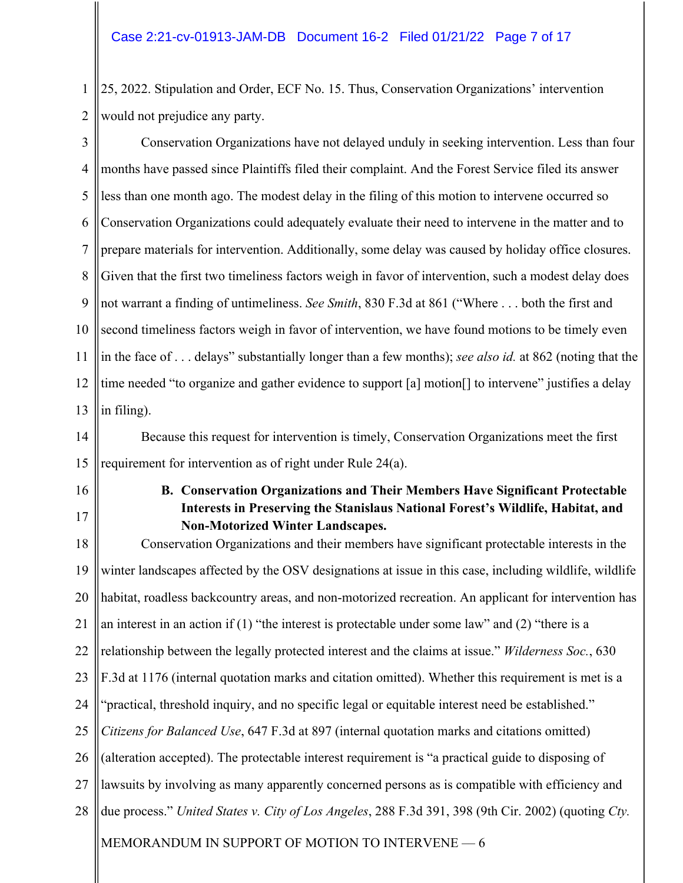25, 2022. Stipulation and Order, ECF No. 15. Thus, Conservation Organizations' intervention would not prejudice any party.

Conservation Organizations have not delayed unduly in seeking intervention. Less than four months have passed since Plaintiffs filed their complaint. And the Forest Service filed its answer less than one month ago. The modest delay in the filing of this motion to intervene occurred so Conservation Organizations could adequately evaluate their need to intervene in the matter and to prepare materials for intervention. Additionally, some delay was caused by holiday office closures. Given that the first two timeliness factors weigh in favor of intervention, such a modest delay does not warrant a finding of untimeliness. *See Smith*, 830 F.3d at 861 ("Where . . . both the first and second timeliness factors weigh in favor of intervention, we have found motions to be timely even in the face of . . . delays" substantially longer than a few months); *see also id.* at 862 (noting that the time needed "to organize and gather evidence to support [a] motion[] to intervene" justifies a delay in filing).

Because this request for intervention is timely, Conservation Organizations meet the first requirement for intervention as of right under Rule 24(a).

### B. Conservation Organizations and Their Members Have Significant Protectable Interests in Preserving the Stanislaus National Forest's Wildlife, Habitat, and Non-Motorized Winter Landscapes.

Conservation Organizations and their members have significant protectable interests in the winter landscapes affected by the OSV designations at issue in this case, including wildlife, wildlife habitat, roadless backcountry areas, and non-motorized recreation. An applicant for intervention has an interest in an action if (1) "the interest is protectable under some law" and (2) "there is a relationship between the legally protected interest and the claims at issue." *Wilderness Soc.*, 630 F.3d at 1176 (internal quotation marks and citation omitted). Whether this requirement is met is a "practical, threshold inquiry, and no specific legal or equitable interest need be established." *Citizens for Balanced Use*, 647 F.3d at 897 (internal quotation marks and citations omitted) (alteration accepted). The protectable interest requirement is "a practical guide to disposing of lawsuits by involving as many apparently concerned persons as is compatible with efficiency and due process." *United States v. City of Los Angeles*, 288 F.3d 391, 398 (9th Cir. 2002) (quoting *Cty.*

MEMORANDUM IN SUPPORT OF MOTION TO INTERVENE — 6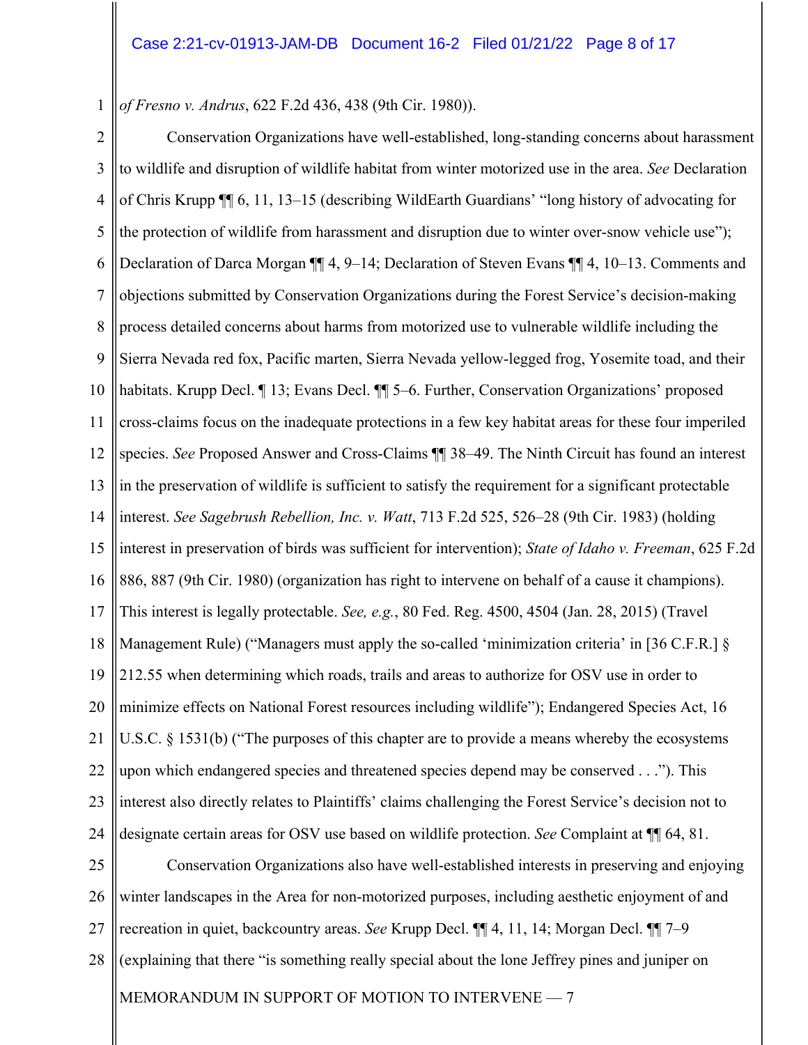*of Fresno v. Andrus*, 622 F.2d 436, 438 (9th Cir. 1980)).

Conservation Organizations have well-established, long-standing concerns about harassment to wildlife and disruption of wildlife habitat from winter motorized use in the area. *See* Declaration of Chris Krupp ¶¶ 6, 11, 13–15 (describing WildEarth Guardians' "long history of advocating for the protection of wildlife from harassment and disruption due to winter over-snow vehicle use"); Declaration of Darca Morgan ¶¶ 4, 9–14; Declaration of Steven Evans ¶¶ 4, 10–13. Comments and objections submitted by Conservation Organizations during the Forest Service's decision-making process detailed concerns about harms from motorized use to vulnerable wildlife including the Sierra Nevada red fox, Pacific marten, Sierra Nevada yellow-legged frog, Yosemite toad, and their habitats. Krupp Decl. ¶ 13; Evans Decl. ¶¶ 5–6. Further, Conservation Organizations' proposed cross-claims focus on the inadequate protections in a few key habitat areas for these four imperiled species. *See* Proposed Answer and Cross-Claims ¶¶ 38–49. The Ninth Circuit has found an interest in the preservation of wildlife is sufficient to satisfy the requirement for a significant protectable interest. *See Sagebrush Rebellion, Inc. v. Watt*, 713 F.2d 525, 526–28 (9th Cir. 1983) (holding interest in preservation of birds was sufficient for intervention); *State of Idaho v. Freeman*, 625 F.2d 886, 887 (9th Cir. 1980) (organization has right to intervene on behalf of a cause it champions). This interest is legally protectable. *See, e.g.*, 80 Fed. Reg. 4500, 4504 (Jan. 28, 2015) (Travel Management Rule) ("Managers must apply the so-called 'minimization criteria' in [36 C.F.R.] § 212.55 when determining which roads, trails and areas to authorize for OSV use in order to minimize effects on National Forest resources including wildlife"); Endangered Species Act, 16 U.S.C. § 1531(b) ("The purposes of this chapter are to provide a means whereby the ecosystems upon which endangered species and threatened species depend may be conserved . . ."). This interest also directly relates to Plaintiffs' claims challenging the Forest Service's decision not to designate certain areas for OSV use based on wildlife protection. *See* Complaint at ¶¶ 64, 81.

Conservation Organizations also have well-established interests in preserving and enjoying winter landscapes in the Area for non-motorized purposes, including aesthetic enjoyment of and recreation in quiet, backcountry areas. *See* Krupp Decl. ¶¶ 4, 11, 14; Morgan Decl. ¶¶ 7–9 (explaining that there "is something really special about the lone Jeffrey pines and juniper on

MEMORANDUM IN SUPPORT OF MOTION TO INTERVENE — 7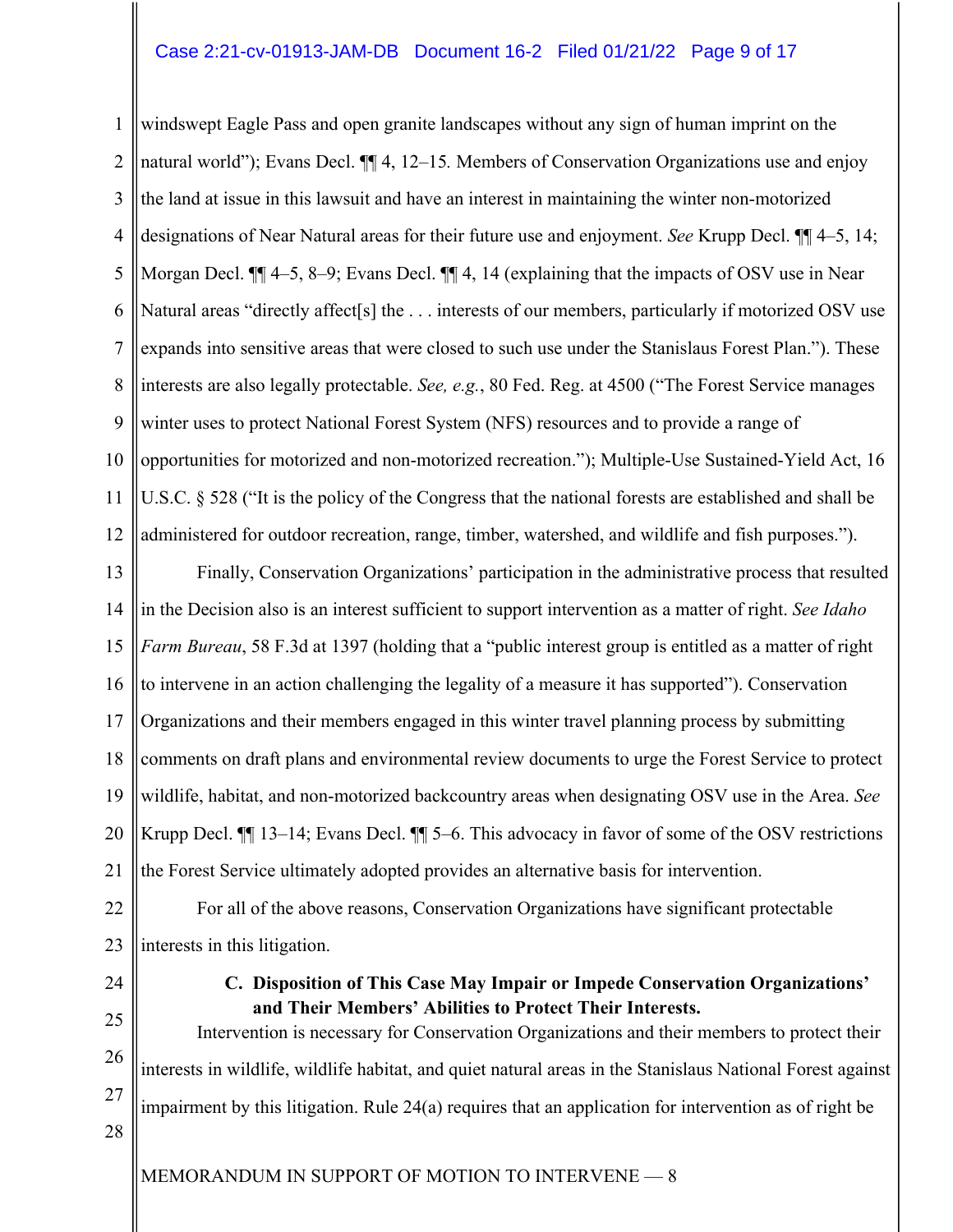windswept Eagle Pass and open granite landscapes without any sign of human imprint on the natural world"); Evans Decl. ¶¶ 4, 12–15. Members of Conservation Organizations use and enjoy the land at issue in this lawsuit and have an interest in maintaining the winter non-motorized designations of Near Natural areas for their future use and enjoyment. *See* Krupp Decl. ¶¶ 4–5, 14; Morgan Decl. ¶¶ 4–5, 8–9; Evans Decl. ¶¶ 4, 14 (explaining that the impacts of OSV use in Near Natural areas "directly affect[s] the . . . interests of our members, particularly if motorized OSV use expands into sensitive areas that were closed to such use under the Stanislaus Forest Plan."). These interests are also legally protectable. *See, e.g.*, 80 Fed. Reg. at 4500 ("The Forest Service manages winter uses to protect National Forest System (NFS) resources and to provide a range of opportunities for motorized and non-motorized recreation."); Multiple-Use Sustained-Yield Act, 16 U.S.C. § 528 ("It is the policy of the Congress that the national forests are established and shall be administered for outdoor recreation, range, timber, watershed, and wildlife and fish purposes.").

Finally, Conservation Organizations' participation in the administrative process that resulted in the Decision also is an interest sufficient to support intervention as a matter of right. *See Idaho Farm Bureau*, 58 F.3d at 1397 (holding that a "public interest group is entitled as a matter of right to intervene in an action challenging the legality of a measure it has supported"). Conservation Organizations and their members engaged in this winter travel planning process by submitting comments on draft plans and environmental review documents to urge the Forest Service to protect wildlife, habitat, and non-motorized backcountry areas when designating OSV use in the Area. *See* Krupp Decl. ¶¶ 13–14; Evans Decl. ¶¶ 5–6. This advocacy in favor of some of the OSV restrictions the Forest Service ultimately adopted provides an alternative basis for intervention.

For all of the above reasons, Conservation Organizations have significant protectable interests in this litigation.

### C. Disposition of This Case May Impair or Impede Conservation Organizations' and Their Members' Abilities to Protect Their Interests.

Intervention is necessary for Conservation Organizations and their members to protect their interests in wildlife, wildlife habitat, and quiet natural areas in the Stanislaus National Forest against impairment by this litigation. Rule 24(a) requires that an application for intervention as of right be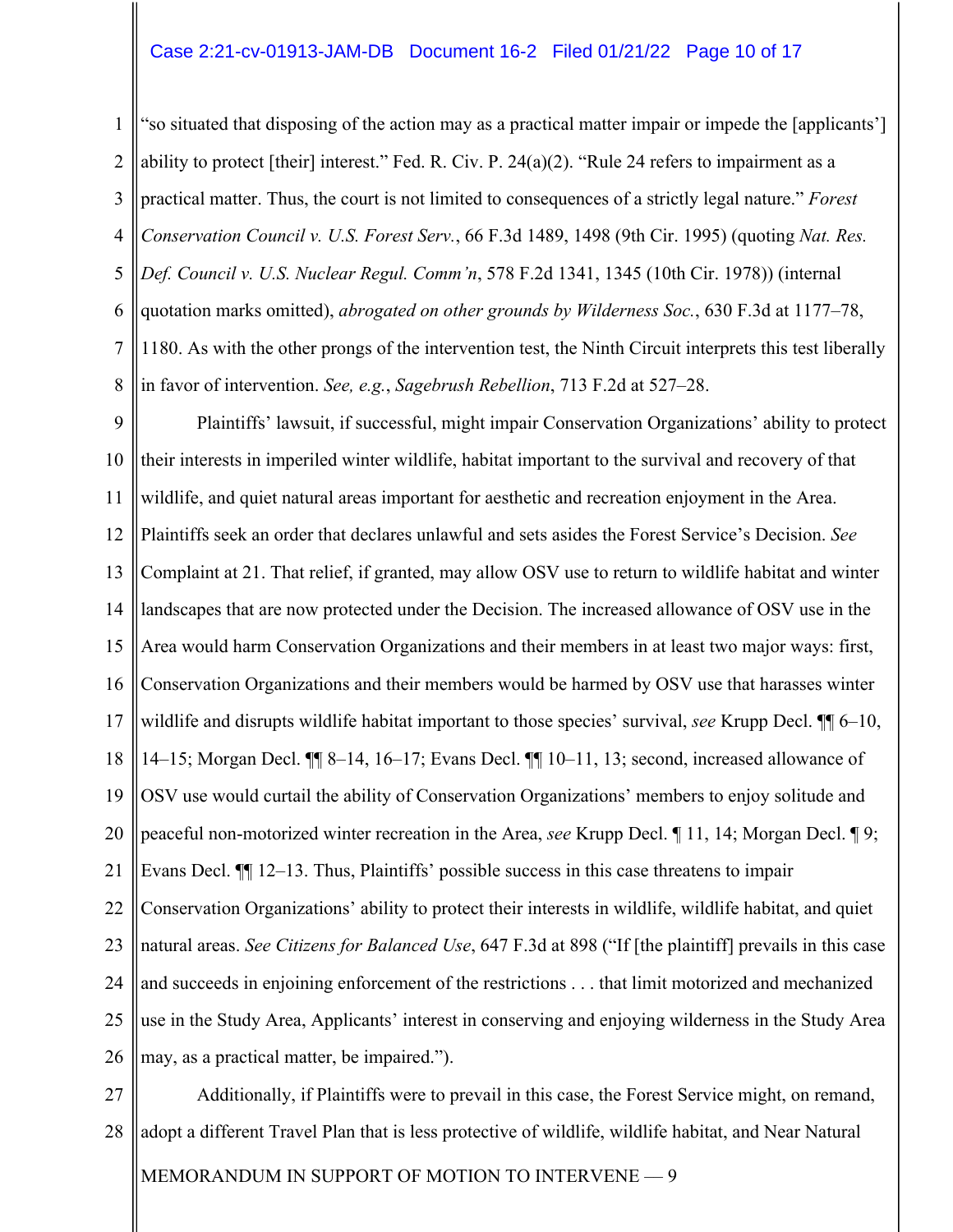"so situated that disposing of the action may as a practical matter impair or impede the [applicants'] ability to protect [their] interest." Fed. R. Civ. P. 24(a)(2). "Rule 24 refers to impairment as a practical matter. Thus, the court is not limited to consequences of a strictly legal nature." *Forest Conservation Council v. U.S. Forest Serv.*, 66 F.3d 1489, 1498 (9th Cir. 1995) (quoting *Nat. Res. Def. Council v. U.S. Nuclear Regul. Comm'n*, 578 F.2d 1341, 1345 (10th Cir. 1978)) (internal quotation marks omitted), *abrogated on other grounds by Wilderness Soc.*, 630 F.3d at 1177–78, 1180. As with the other prongs of the intervention test, the Ninth Circuit interprets this test liberally in favor of intervention. *See, e.g.*, *Sagebrush Rebellion*, 713 F.2d at 527–28.

Plaintiffs' lawsuit, if successful, might impair Conservation Organizations' ability to protect their interests in imperiled winter wildlife, habitat important to the survival and recovery of that wildlife, and quiet natural areas important for aesthetic and recreation enjoyment in the Area. Plaintiffs seek an order that declares unlawful and sets asides the Forest Service's Decision. *See* Complaint at 21. That relief, if granted, may allow OSV use to return to wildlife habitat and winter landscapes that are now protected under the Decision. The increased allowance of OSV use in the Area would harm Conservation Organizations and their members in at least two major ways: first, Conservation Organizations and their members would be harmed by OSV use that harasses winter wildlife and disrupts wildlife habitat important to those species' survival, *see* Krupp Decl. ¶¶ 6–10, 14–15; Morgan Decl. ¶¶ 8–14, 16–17; Evans Decl. ¶¶ 10–11, 13; second, increased allowance of OSV use would curtail the ability of Conservation Organizations' members to enjoy solitude and peaceful non-motorized winter recreation in the Area, *see* Krupp Decl. ¶ 11, 14; Morgan Decl. ¶ 9; Evans Decl. ¶¶ 12–13. Thus, Plaintiffs' possible success in this case threatens to impair Conservation Organizations' ability to protect their interests in wildlife, wildlife habitat, and quiet natural areas. *See Citizens for Balanced Use*, 647 F.3d at 898 ("If [the plaintiff] prevails in this case and succeeds in enjoining enforcement of the restrictions . . . that limit motorized and mechanized use in the Study Area, Applicants' interest in conserving and enjoying wilderness in the Study Area may, as a practical matter, be impaired.").

Additionally, if Plaintiffs were to prevail in this case, the Forest Service might, on remand, adopt a different Travel Plan that is less protective of wildlife, wildlife habitat, and Near Natural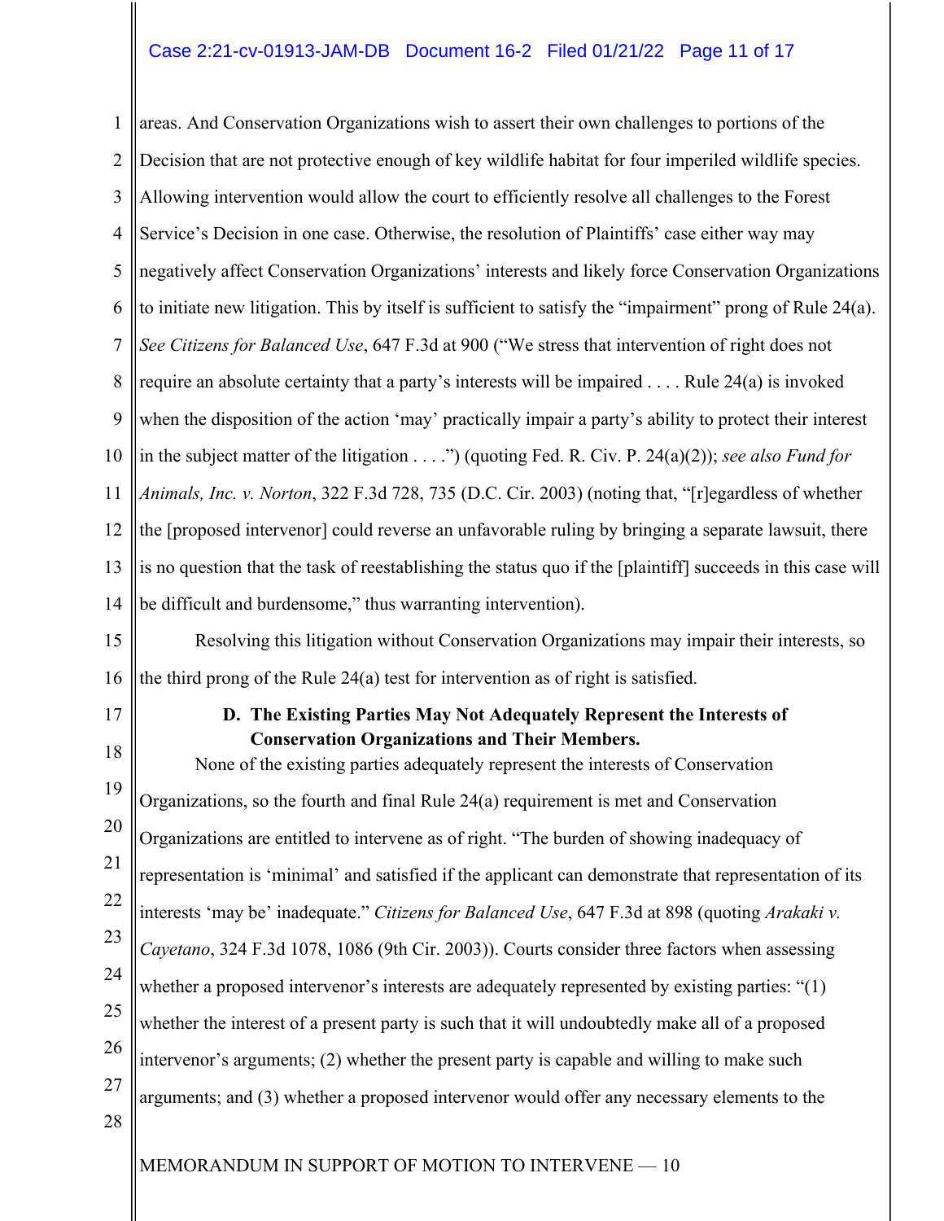areas. And Conservation Organizations wish to assert their own challenges to portions of the Decision that are not protective enough of key wildlife habitat for four imperiled wildlife species. Allowing intervention would allow the court to efficiently resolve all challenges to the Forest Service's Decision in one case. Otherwise, the resolution of Plaintiffs' case either way may negatively affect Conservation Organizations' interests and likely force Conservation Organizations to initiate new litigation. This by itself is sufficient to satisfy the "impairment" prong of Rule 24(a). *See Citizens for Balanced Use*, 647 F.3d at 900 ("We stress that intervention of right does not require an absolute certainty that a party's interests will be impaired . . . . Rule 24(a) is invoked when the disposition of the action 'may' practically impair a party's ability to protect their interest in the subject matter of the litigation . . . .") (quoting Fed. R. Civ. P. 24(a)(2)); *see also Fund for Animals, Inc. v. Norton*, 322 F.3d 728, 735 (D.C. Cir. 2003) (noting that, "[r]egardless of whether the [proposed intervenor] could reverse an unfavorable ruling by bringing a separate lawsuit, there is no question that the task of reestablishing the status quo if the [plaintiff] succeeds in this case will be difficult and burdensome," thus warranting intervention).

Resolving this litigation without Conservation Organizations may impair their interests, so the third prong of the Rule 24(a) test for intervention as of right is satisfied.

### D. The Existing Parties May Not Adequately Represent the Interests of Conservation Organizations and Their Members.

None of the existing parties adequately represent the interests of Conservation Organizations, so the fourth and final Rule 24(a) requirement is met and Conservation Organizations are entitled to intervene as of right. "The burden of showing inadequacy of representation is 'minimal' and satisfied if the applicant can demonstrate that representation of its interests 'may be' inadequate." *Citizens for Balanced Use*, 647 F.3d at 898 (quoting *Arakaki v. Cayetano*, 324 F.3d 1078, 1086 (9th Cir. 2003)). Courts consider three factors when assessing whether a proposed intervenor's interests are adequately represented by existing parties: "(1) whether the interest of a present party is such that it will undoubtedly make all of a proposed intervenor's arguments; (2) whether the present party is capable and willing to make such arguments; and (3) whether a proposed intervenor would offer any necessary elements to the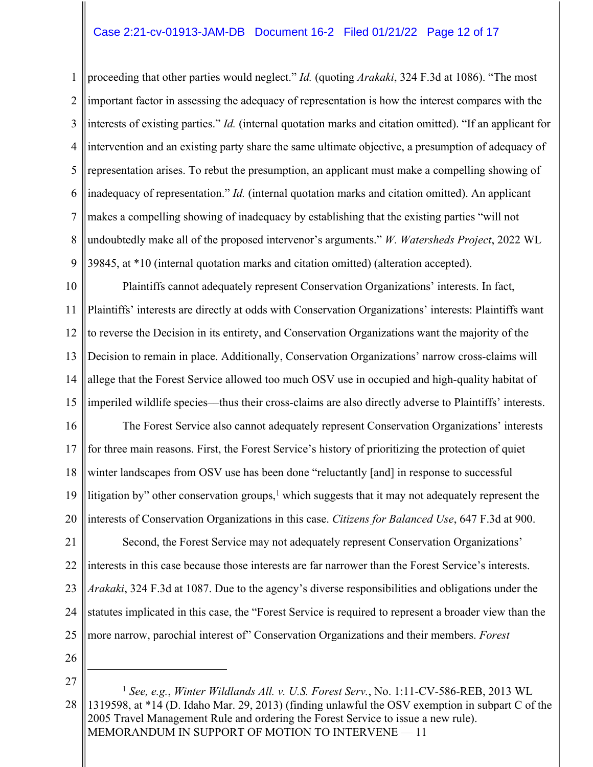proceeding that other parties would neglect." *Id.* (quoting *Arakaki*, 324 F.3d at 1086). "The most important factor in assessing the adequacy of representation is how the interest compares with the interests of existing parties." *Id.* (internal quotation marks and citation omitted). "If an applicant for intervention and an existing party share the same ultimate objective, a presumption of adequacy of representation arises. To rebut the presumption, an applicant must make a compelling showing of inadequacy of representation." *Id.* (internal quotation marks and citation omitted). An applicant makes a compelling showing of inadequacy by establishing that the existing parties "will not undoubtedly make all of the proposed intervenor's arguments." *W. Watersheds Project*, 2022 WL 39845, at *10 (internal quotation marks and citation omitted) (alteration accepted).

Plaintiffs cannot adequately represent Conservation Organizations' interests. In fact, Plaintiffs' interests are directly at odds with Conservation Organizations' interests: Plaintiffs want to reverse the Decision in its entirety, and Conservation Organizations want the majority of the Decision to remain in place. Additionally, Conservation Organizations' narrow cross-claims will allege that the Forest Service allowed too much OSV use in occupied and high-quality habitat of imperiled wildlife species—thus their cross-claims are also directly adverse to Plaintiffs' interests.

The Forest Service also cannot adequately represent Conservation Organizations' interests for three main reasons. First, the Forest Service's history of prioritizing the protection of quiet winter landscapes from OSV use has been done "reluctantly [and] in response to successful litigation by" other conservation groups,[1] which suggests that it may not adequately represent the interests of Conservation Organizations in this case. *Citizens for Balanced Use*, 647 F.3d at 900.

Second, the Forest Service may not adequately represent Conservation Organizations' interests in this case because those interests are far narrower than the Forest Service's interests. *Arakaki*, 324 F.3d at 1087. Due to the agency's diverse responsibilities and obligations under the statutes implicated in this case, the "Forest Service is required to represent a broader view than the more narrow, parochial interest of" Conservation Organizations and their members. *Forest*

---

[1] *See, e.g.*, *Winter Wildlands All. v. U.S. Forest Serv.*, No. 1:11-CV-586-REB, 2013 WL 1319598, at *14 (D. Idaho Mar. 29, 2013) (finding unlawful the OSV exemption in subpart C of the 2005 Travel Management Rule and ordering the Forest Service to issue a new rule).

MEMORANDUM IN SUPPORT OF MOTION TO INTERVENE — 11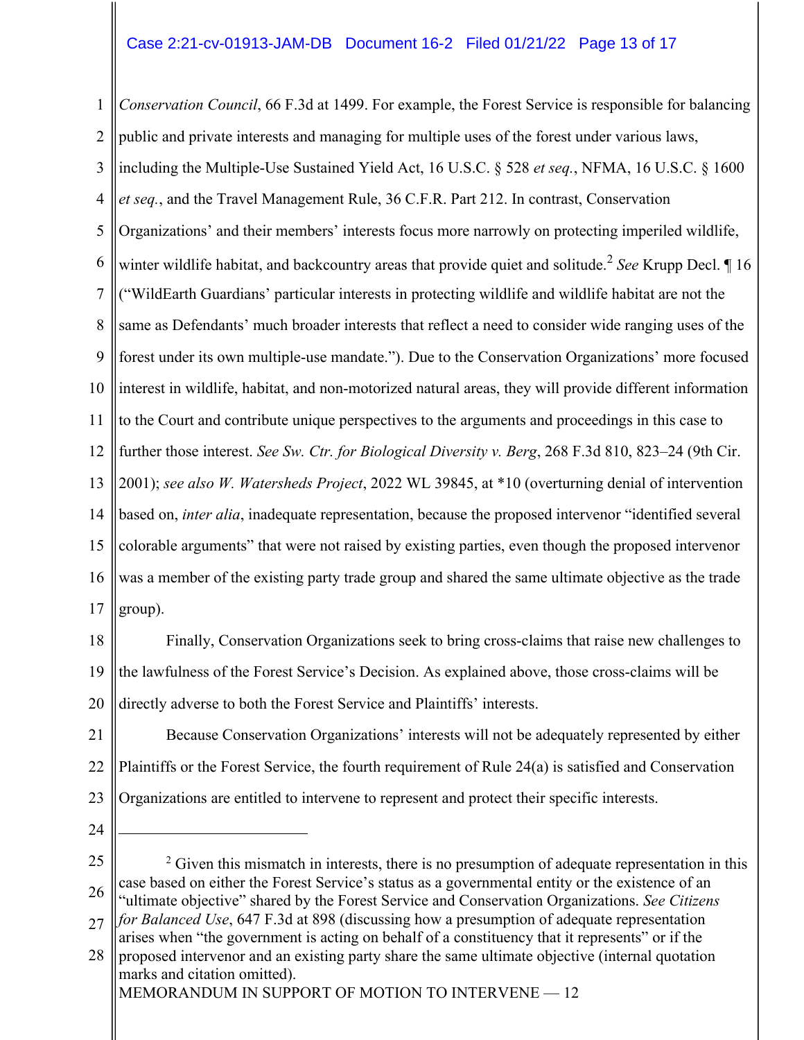*Conservation Council*, 66 F.3d at 1499. For example, the Forest Service is responsible for balancing public and private interests and managing for multiple uses of the forest under various laws, including the Multiple-Use Sustained Yield Act, 16 U.S.C. § 528 *et seq.*, NFMA, 16 U.S.C. § 1600 *et seq.*, and the Travel Management Rule, 36 C.F.R. Part 212. In contrast, Conservation Organizations' and their members' interests focus more narrowly on protecting imperiled wildlife, winter wildlife habitat, and backcountry areas that provide quiet and solitude.[2] *See* Krupp Decl. ¶ 16 ("WildEarth Guardians' particular interests in protecting wildlife and wildlife habitat are not the same as Defendants' much broader interests that reflect a need to consider wide ranging uses of the forest under its own multiple-use mandate."). Due to the Conservation Organizations' more focused interest in wildlife, habitat, and non-motorized natural areas, they will provide different information to the Court and contribute unique perspectives to the arguments and proceedings in this case to further those interest. *See Sw. Ctr. for Biological Diversity v. Berg*, 268 F.3d 810, 823–24 (9th Cir. 2001); *see also W. Watersheds Project*, 2022 WL 39845, at *10 (overturning denial of intervention based on, *inter alia*, inadequate representation, because the proposed intervenor "identified several colorable arguments" that were not raised by existing parties, even though the proposed intervenor was a member of the existing party trade group and shared the same ultimate objective as the trade group).

Finally, Conservation Organizations seek to bring cross-claims that raise new challenges to the lawfulness of the Forest Service's Decision. As explained above, those cross-claims will be directly adverse to both the Forest Service and Plaintiffs' interests.

Because Conservation Organizations' interests will not be adequately represented by either Plaintiffs or the Forest Service, the fourth requirement of Rule 24(a) is satisfied and Conservation Organizations are entitled to intervene to represent and protect their specific interests.

---

[2] Given this mismatch in interests, there is no presumption of adequate representation in this case based on either the Forest Service's status as a governmental entity or the existence of an "ultimate objective" shared by the Forest Service and Conservation Organizations. *See Citizens for Balanced Use*, 647 F.3d at 898 (discussing how a presumption of adequate representation arises when "the government is acting on behalf of a constituency that it represents" or if the proposed intervenor and an existing party share the same ultimate objective (internal quotation marks and citation omitted).

MEMORANDUM IN SUPPORT OF MOTION TO INTERVENE — 12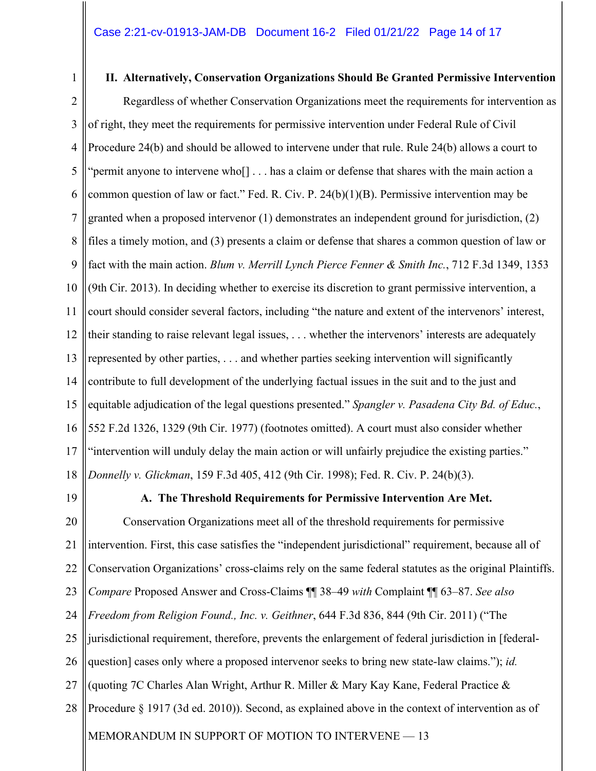## II. Alternatively, Conservation Organizations Should Be Granted Permissive Intervention

Regardless of whether Conservation Organizations meet the requirements for intervention as of right, they meet the requirements for permissive intervention under Federal Rule of Civil Procedure 24(b) and should be allowed to intervene under that rule. Rule 24(b) allows a court to "permit anyone to intervene who[] . . . has a claim or defense that shares with the main action a common question of law or fact." Fed. R. Civ. P. 24(b)(1)(B). Permissive intervention may be granted when a proposed intervenor (1) demonstrates an independent ground for jurisdiction, (2) files a timely motion, and (3) presents a claim or defense that shares a common question of law or fact with the main action. *Blum v. Merrill Lynch Pierce Fenner & Smith Inc.*, 712 F.3d 1349, 1353 (9th Cir. 2013). In deciding whether to exercise its discretion to grant permissive intervention, a court should consider several factors, including "the nature and extent of the intervenors' interest, their standing to raise relevant legal issues, . . . whether the intervenors' interests are adequately represented by other parties, . . . and whether parties seeking intervention will significantly contribute to full development of the underlying factual issues in the suit and to the just and equitable adjudication of the legal questions presented." *Spangler v. Pasadena City Bd. of Educ.*, 552 F.2d 1326, 1329 (9th Cir. 1977) (footnotes omitted). A court must also consider whether "intervention will unduly delay the main action or will unfairly prejudice the existing parties." *Donnelly v. Glickman*, 159 F.3d 405, 412 (9th Cir. 1998); Fed. R. Civ. P. 24(b)(3).

### A. The Threshold Requirements for Permissive Intervention Are Met.

Conservation Organizations meet all of the threshold requirements for permissive intervention. First, this case satisfies the "independent jurisdictional" requirement, because all of Conservation Organizations' cross-claims rely on the same federal statutes as the original Plaintiffs. *Compare* Proposed Answer and Cross-Claims ¶¶ 38–49 *with* Complaint ¶¶ 63–87. *See also* *Freedom from Religion Found., Inc. v. Geithner*, 644 F.3d 836, 844 (9th Cir. 2011) ("The jurisdictional requirement, therefore, prevents the enlargement of federal jurisdiction in [federal-question] cases only where a proposed intervenor seeks to bring new state-law claims."); *id.* (quoting 7C Charles Alan Wright, Arthur R. Miller & Mary Kay Kane, Federal Practice & Procedure § 1917 (3d ed. 2010)). Second, as explained above in the context of intervention as of

MEMORANDUM IN SUPPORT OF MOTION TO INTERVENE — 13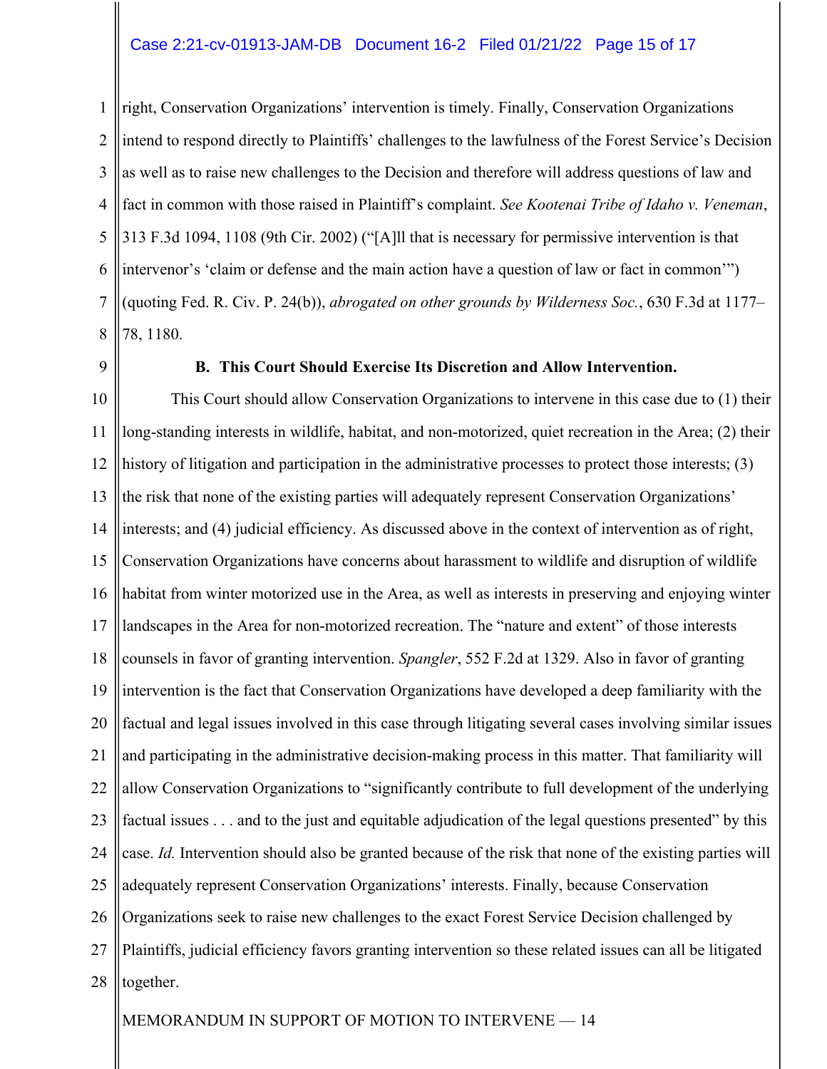right, Conservation Organizations' intervention is timely. Finally, Conservation Organizations intend to respond directly to Plaintiffs' challenges to the lawfulness of the Forest Service's Decision as well as to raise new challenges to the Decision and therefore will address questions of law and fact in common with those raised in Plaintiff's complaint. *See Kootenai Tribe of Idaho v. Veneman*, 313 F.3d 1094, 1108 (9th Cir. 2002) ("[A]ll that is necessary for permissive intervention is that intervenor's 'claim or defense and the main action have a question of law or fact in common'") (quoting Fed. R. Civ. P. 24(b)), *abrogated on other grounds by Wilderness Soc.*, 630 F.3d at 1177–78, 1180.

**B. This Court Should Exercise Its Discretion and Allow Intervention.**

This Court should allow Conservation Organizations to intervene in this case due to (1) their long-standing interests in wildlife, habitat, and non-motorized, quiet recreation in the Area; (2) their history of litigation and participation in the administrative processes to protect those interests; (3) the risk that none of the existing parties will adequately represent Conservation Organizations' interests; and (4) judicial efficiency. As discussed above in the context of intervention as of right, Conservation Organizations have concerns about harassment to wildlife and disruption of wildlife habitat from winter motorized use in the Area, as well as interests in preserving and enjoying winter landscapes in the Area for non-motorized recreation. The "nature and extent" of those interests counsels in favor of granting intervention. *Spangler*, 552 F.2d at 1329. Also in favor of granting intervention is the fact that Conservation Organizations have developed a deep familiarity with the factual and legal issues involved in this case through litigating several cases involving similar issues and participating in the administrative decision-making process in this matter. That familiarity will allow Conservation Organizations to "significantly contribute to full development of the underlying factual issues . . . and to the just and equitable adjudication of the legal questions presented" by this case. *Id.* Intervention should also be granted because of the risk that none of the existing parties will adequately represent Conservation Organizations' interests. Finally, because Conservation Organizations seek to raise new challenges to the exact Forest Service Decision challenged by Plaintiffs, judicial efficiency favors granting intervention so these related issues can all be litigated together.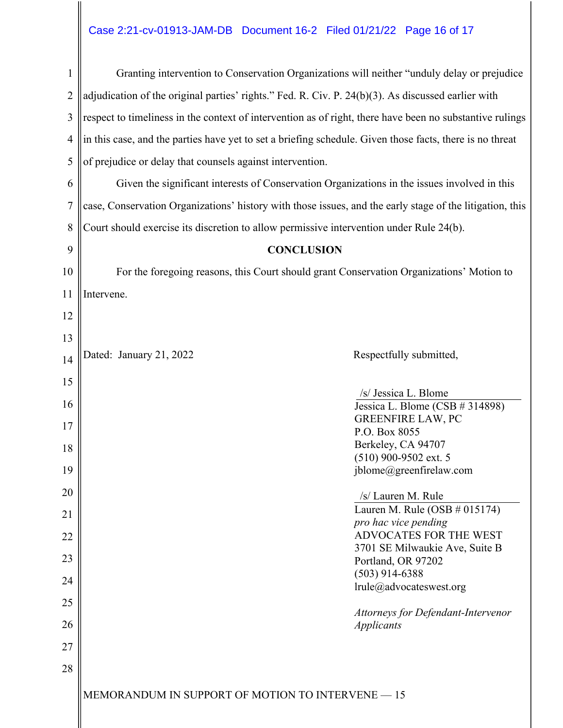Granting intervention to Conservation Organizations will neither "unduly delay or prejudice adjudication of the original parties' rights." Fed. R. Civ. P. 24(b)(3). As discussed earlier with respect to timeliness in the context of intervention as of right, there have been no substantive rulings in this case, and the parties have yet to set a briefing schedule. Given those facts, there is no threat of prejudice or delay that counsels against intervention.

Given the significant interests of Conservation Organizations in the issues involved in this case, Conservation Organizations' history with those issues, and the early stage of the litigation, this Court should exercise its discretion to allow permissive intervention under Rule 24(b).

## CONCLUSION

For the foregoing reasons, this Court should grant Conservation Organizations' Motion to Intervene.

Dated: January 21, 2022

Respectfully submitted,

/s/ Jessica L. Blome
Jessica L. Blome (CSB # 314898)
GREENFIRE LAW, PC
P.O. Box 8055
Berkeley, CA 94707
(510) 900-9502 ext. 5
jblome@greenfirelaw.com

/s/ Lauren M. Rule
Lauren M. Rule (OSB # 015174)
*pro hac vice pending*
ADVOCATES FOR THE WEST
3701 SE Milwaukie Ave, Suite B
Portland, OR 97202
(503) 914-6388
lrule@advocateswest.org

*Attorneys for Defendant-Intervenor Applicants*

MEMORANDUM IN SUPPORT OF MOTION TO INTERVENE — 15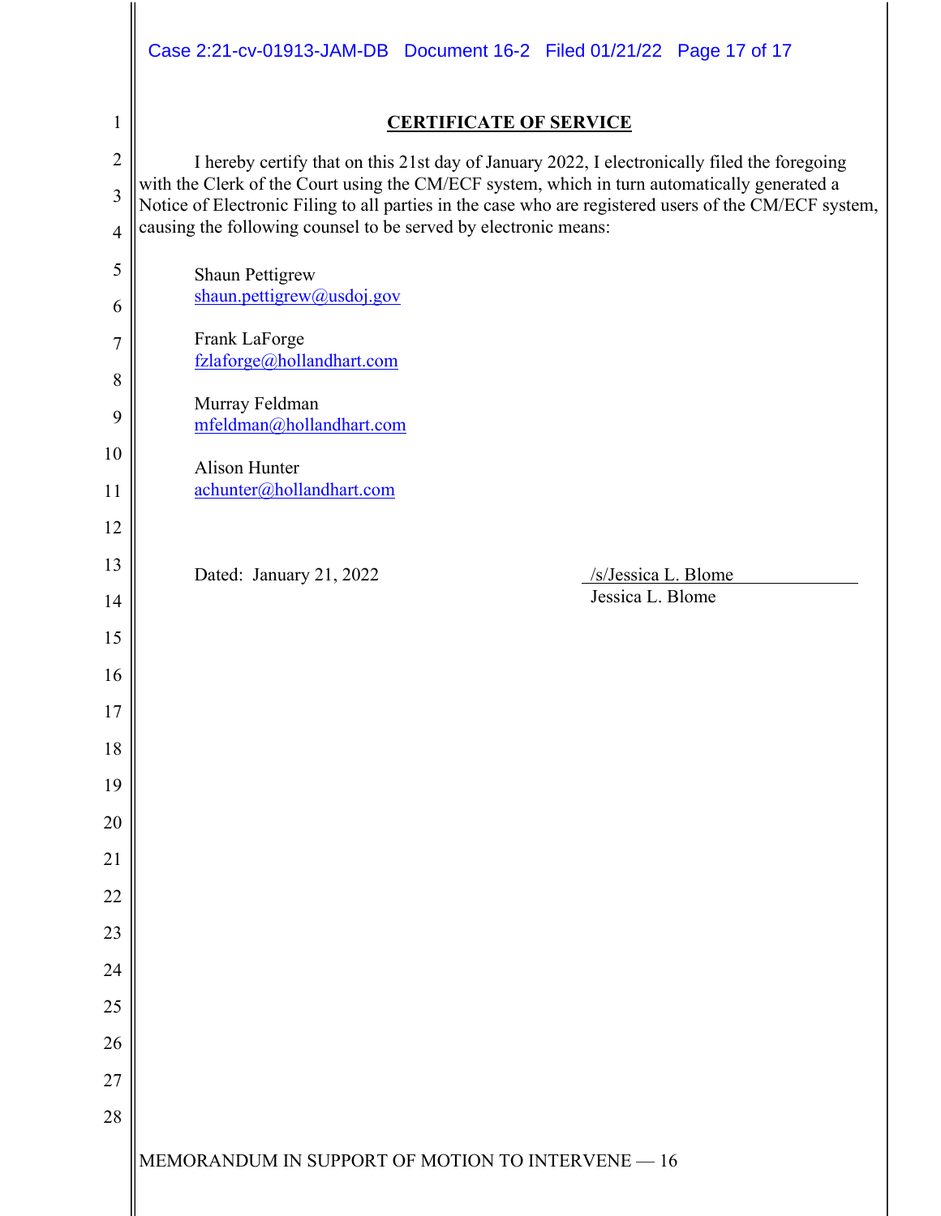**CERTIFICATE OF SERVICE**

I hereby certify that on this 21st day of January 2022, I electronically filed the foregoing with the Clerk of the Court using the CM/ECF system, which in turn automatically generated a Notice of Electronic Filing to all parties in the case who are registered users of the CM/ECF system, causing the following counsel to be served by electronic means:

Shaun Pettigrew
shaun.pettigrew@usdoj.gov

Frank LaForge
fzlaforge@hollandhart.com

Murray Feldman
mfeldman@hollandhart.com

Alison Hunter
achunter@hollandhart.com

Dated: January 21, 2022

/s/Jessica L. Blome
Jessica L. Blome

MEMORANDUM IN SUPPORT OF MOTION TO INTERVENE — 16